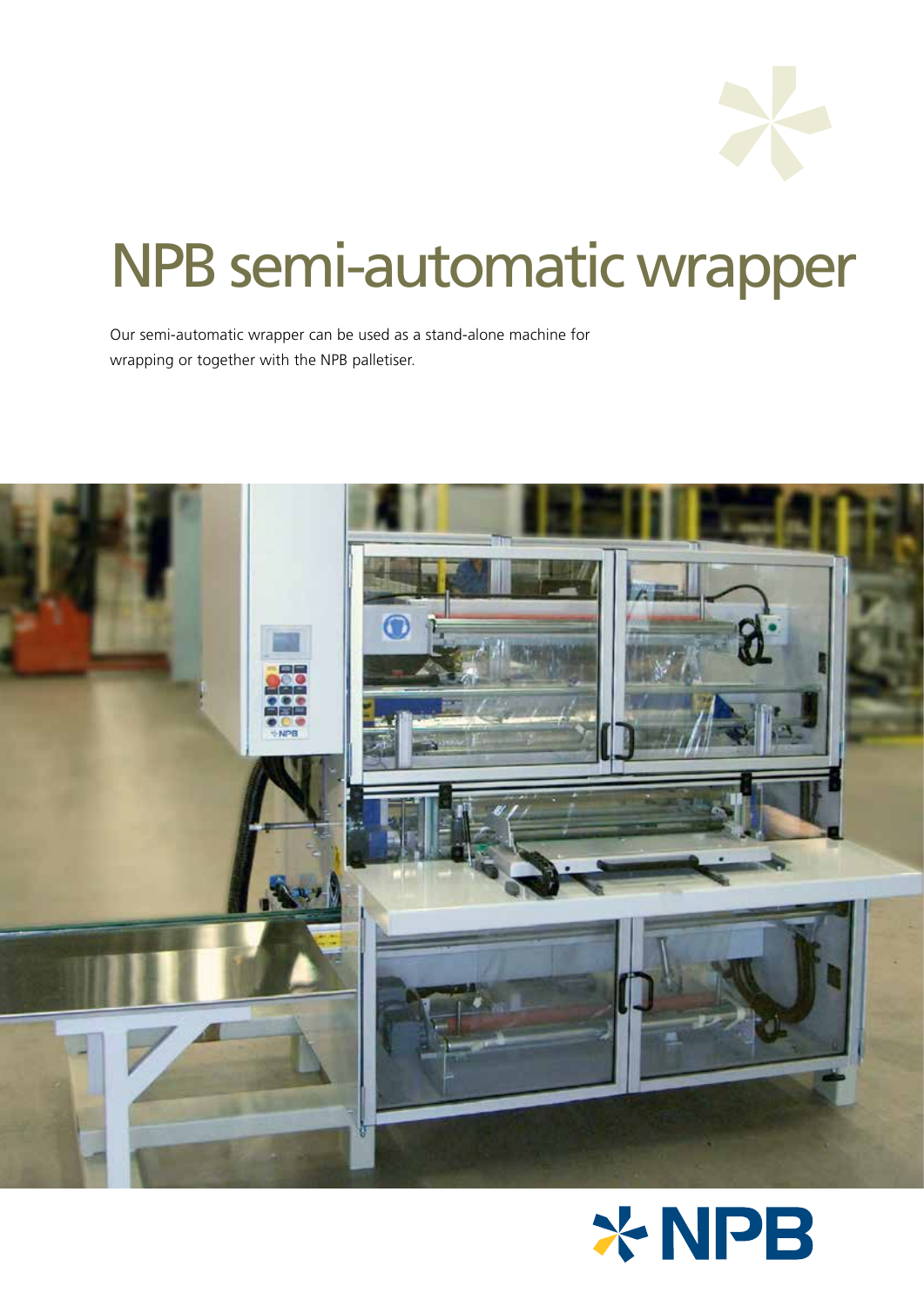# NPB semi-automatic wrapper

Our semi-automatic wrapper can be used as a stand-alone machine for wrapping or together with the NPB palletiser.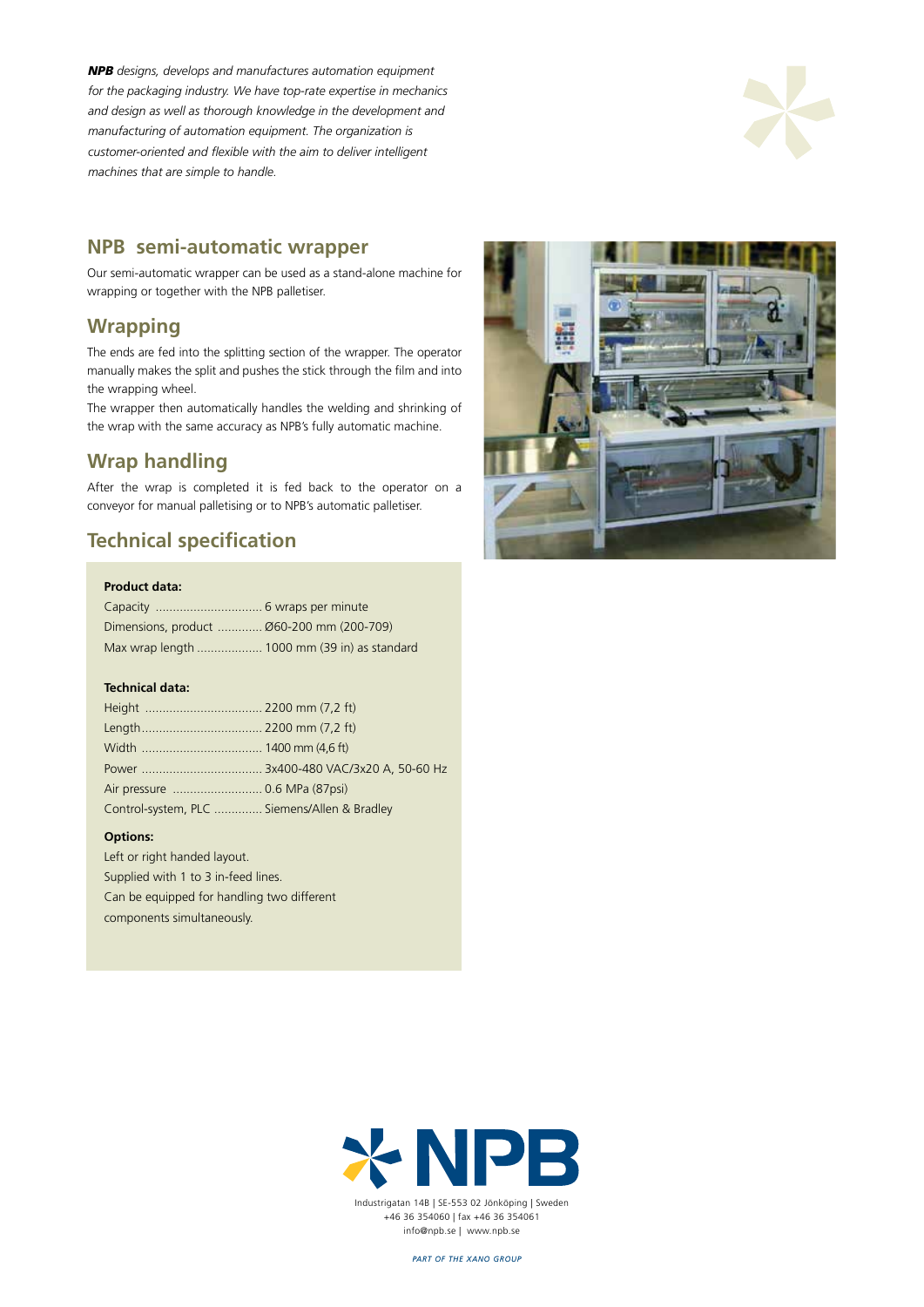***NPB** designs, develops and manufactures automation equipment for the packaging industry. We have top-rate expertise in mechanics and design as well as thorough knowledge in the development and manufacturing of automation equipment. The organization is customer-oriented and flexible with the aim to deliver intelligent machines that are simple to handle.*

## NPB semi-automatic wrapper

Our semi-automatic wrapper can be used as a stand-alone machine for wrapping or together with the NPB palletiser.

## Wrapping

The ends are fed into the splitting section of the wrapper. The operator manually makes the split and pushes the stick through the film and into the wrapping wheel.

The wrapper then automatically handles the welding and shrinking of the wrap with the same accuracy as NPB's fully automatic machine.

## Wrap handling

After the wrap is completed it is fed back to the operator on a conveyor for manual palletising or to NPB's automatic palletiser.

## Technical specification

**Product data:**

| | |
|---|---|
| Capacity | 6 wraps per minute |
| Dimensions, product | Ø60-200 mm (200-709) |
| Max wrap length | 1000 mm (39 in) as standard |

**Technical data:**

| | |
|---|---|
| Height | 2200 mm (7,2 ft) |
| Length | 2200 mm (7,2 ft) |
| Width | 1400 mm (4,6 ft) |
| Power | 3x400-480 VAC/3x20 A, 50-60 Hz |
| Air pressure | 0.6 MPa (87psi) |
| Control-system, PLC | Siemens/Allen & Bradley |

**Options:**

Left or right handed layout.
Supplied with 1 to 3 in-feed lines.
Can be equipped for handling two different components simultaneously.

NPB

Industrigatan 14B | SE-553 02 Jönköping | Sweden
+46 36 354060 | fax +46 36 354061
info@npb.se | www.npb.se

*PART OF THE XANO GROUP*